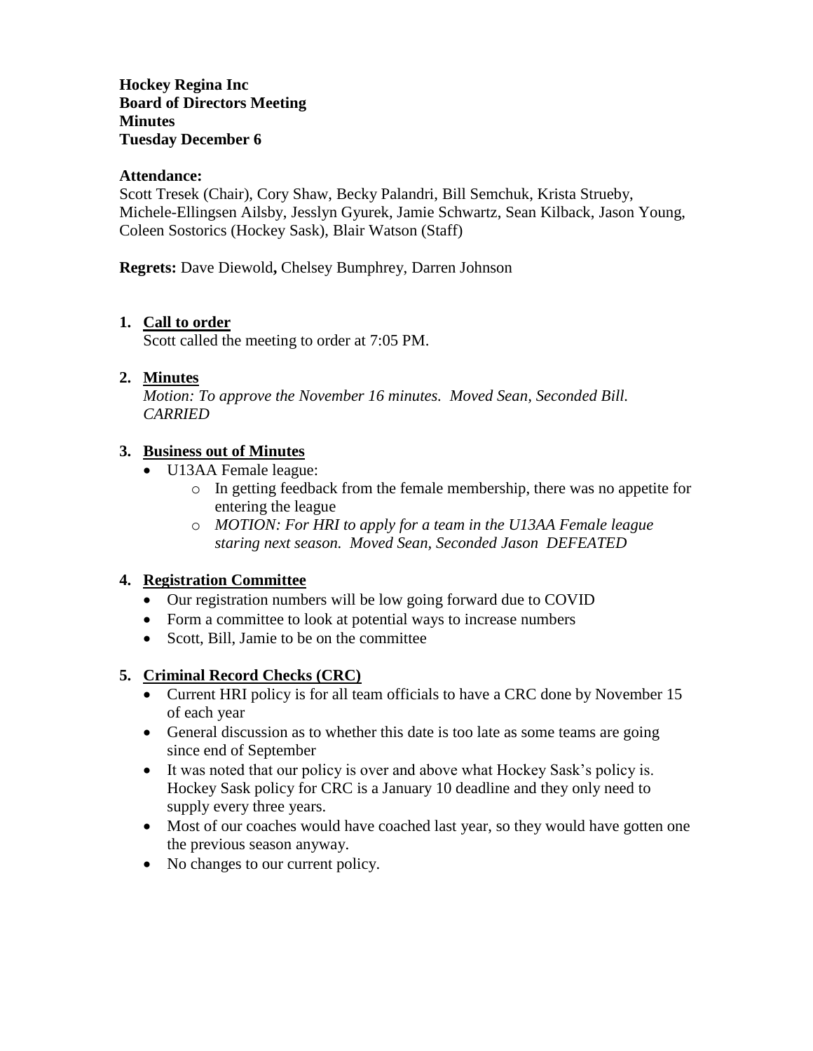**Hockey Regina Inc**
**Board of Directors Meeting**
**Minutes**
**Tuesday December 6**

**Attendance:**
Scott Tresek (Chair), Cory Shaw, Becky Palandri, Bill Semchuk, Krista Strueby, Michele-Ellingsen Ailsby, Jesslyn Gyurek, Jamie Schwartz, Sean Kilback, Jason Young, Coleen Sostorics (Hockey Sask), Blair Watson (Staff)

**Regrets:** Dave Diewold**,** Chelsey Bumphrey, Darren Johnson

1. **Call to order**
   Scott called the meeting to order at 7:05 PM.

2. **Minutes**
   *Motion: To approve the November 16 minutes. Moved Sean, Seconded Bill. CARRIED*

3. **Business out of Minutes**
   - U13AA Female league:
     - In getting feedback from the female membership, there was no appetite for entering the league
     - *MOTION: For HRI to apply for a team in the U13AA Female league staring next season. Moved Sean, Seconded Jason DEFEATED*

4. **Registration Committee**
   - Our registration numbers will be low going forward due to COVID
   - Form a committee to look at potential ways to increase numbers
   - Scott, Bill, Jamie to be on the committee

5. **Criminal Record Checks (CRC)**
   - Current HRI policy is for all team officials to have a CRC done by November 15 of each year
   - General discussion as to whether this date is too late as some teams are going since end of September
   - It was noted that our policy is over and above what Hockey Sask's policy is. Hockey Sask policy for CRC is a January 10 deadline and they only need to supply every three years.
   - Most of our coaches would have coached last year, so they would have gotten one the previous season anyway.
   - No changes to our current policy.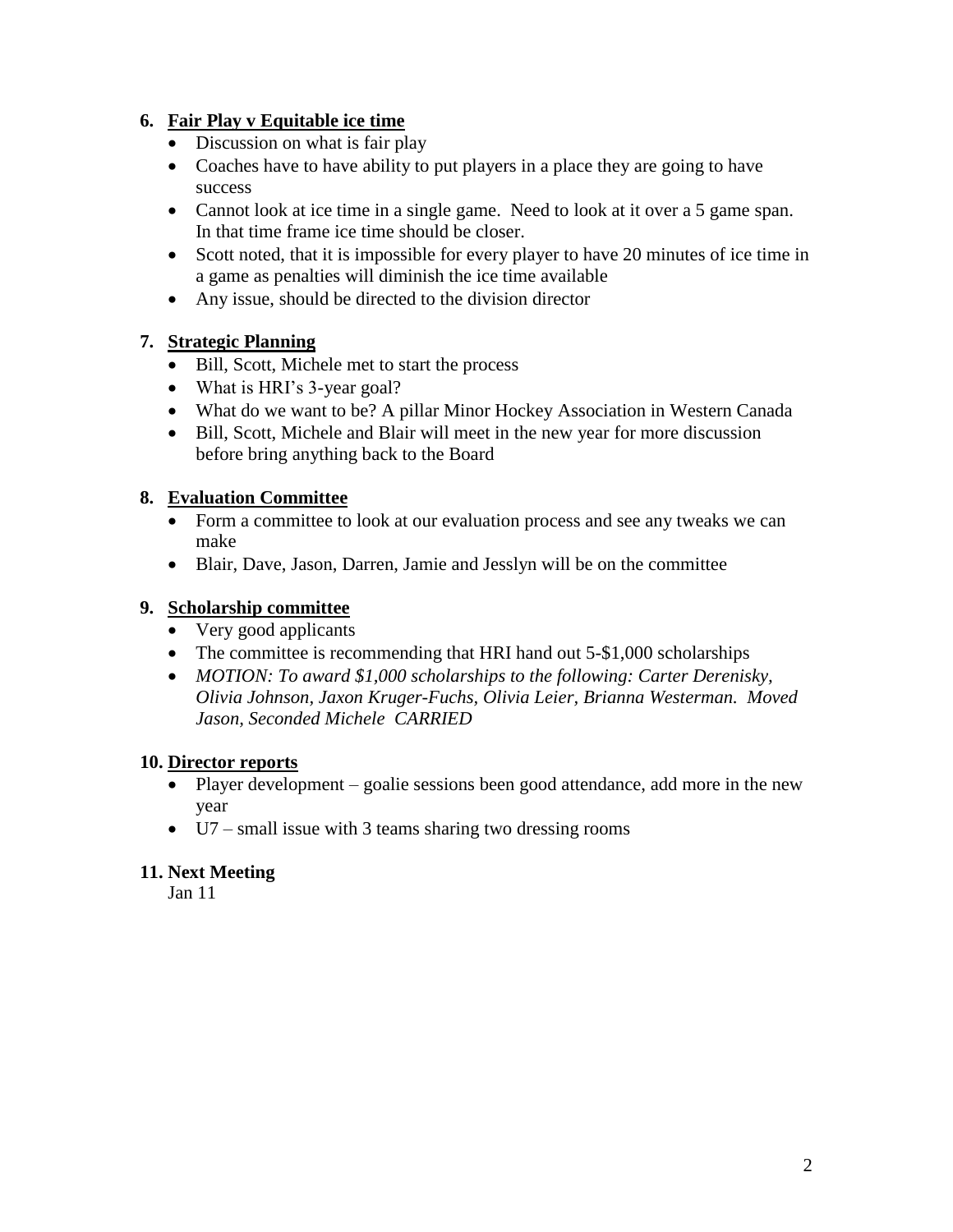**6. <u>Fair Play v Equitable ice time</u>**

- Discussion on what is fair play
- Coaches have to have ability to put players in a place they are going to have success
- Cannot look at ice time in a single game. Need to look at it over a 5 game span. In that time frame ice time should be closer.
- Scott noted, that it is impossible for every player to have 20 minutes of ice time in a game as penalties will diminish the ice time available
- Any issue, should be directed to the division director

**7. <u>Strategic Planning</u>**

- Bill, Scott, Michele met to start the process
- What is HRI's 3-year goal?
- What do we want to be? A pillar Minor Hockey Association in Western Canada
- Bill, Scott, Michele and Blair will meet in the new year for more discussion before bring anything back to the Board

**8. <u>Evaluation Committee</u>**

- Form a committee to look at our evaluation process and see any tweaks we can make
- Blair, Dave, Jason, Darren, Jamie and Jesslyn will be on the committee

**9. <u>Scholarship committee</u>**

- Very good applicants
- The committee is recommending that HRI hand out 5-$1,000 scholarships
- *MOTION: To award $1,000 scholarships to the following: Carter Derenisky, Olivia Johnson, Jaxon Kruger-Fuchs, Olivia Leier, Brianna Westerman. Moved Jason, Seconded Michele CARRIED*

**10. <u>Director reports</u>**

- Player development – goalie sessions been good attendance, add more in the new year
- U7 – small issue with 3 teams sharing two dressing rooms

**11. Next Meeting**

Jan 11